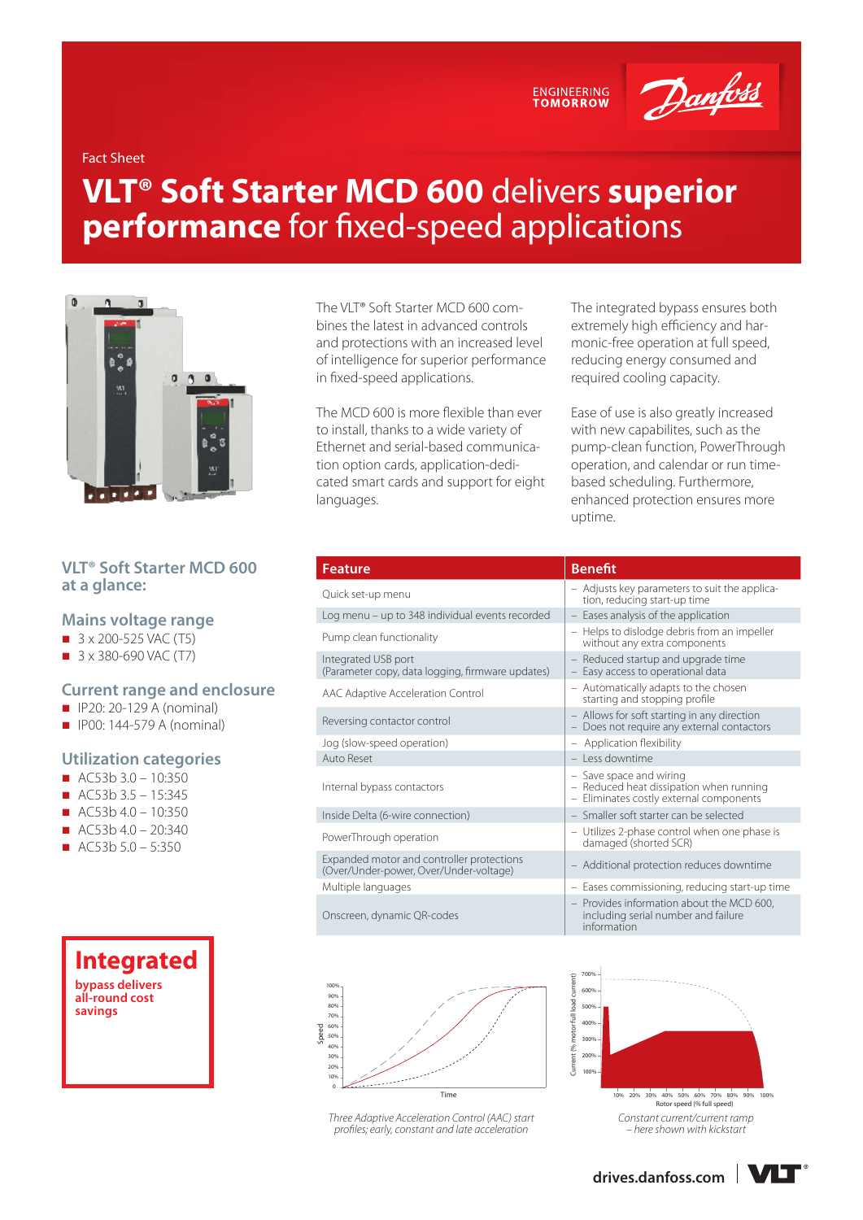Fact Sheet

# VLT® Soft Starter MCD 600 delivers superior performance for fixed-speed applications

The VLT® Soft Starter MCD 600 combines the latest in advanced controls and protections with an increased level of intelligence for superior performance in fixed-speed applications.

The MCD 600 is more flexible than ever to install, thanks to a wide variety of Ethernet and serial-based communication option cards, application-dedicated smart cards and support for eight languages.

The integrated bypass ensures both extremely high efficiency and harmonic-free operation at full speed, reducing energy consumed and required cooling capacity.

Ease of use is also greatly increased with new capabilites, such as the pump-clean function, PowerThrough operation, and calendar or run time-based scheduling. Furthermore, enhanced protection ensures more uptime.

## VLT® Soft Starter MCD 600 at a glance:

### Mains voltage range

- 3 x 200-525 VAC (T5)
- 3 x 380-690 VAC (T7)

### Current range and enclosure

- IP20: 20-129 A (nominal)
- IP00: 144-579 A (nominal)

### Utilization categories

- AC53b 3.0 – 10:350
- AC53b 3.5 – 15:345
- AC53b 4.0 – 10:350
- AC53b 4.0 – 20:340
- AC53b 5.0 – 5:350

**Integrated** bypass delivers all-round cost savings

| Feature | Benefit |
|---|---|
| Quick set-up menu | – Adjusts key parameters to suit the application, reducing start-up time |
| Log menu – up to 348 individual events recorded | – Eases analysis of the application |
| Pump clean functionality | – Helps to dislodge debris from an impeller without any extra components |
| Integrated USB port (Parameter copy, data logging, firmware updates) | – Reduced startup and upgrade time<br>– Easy access to operational data |
| AAC Adaptive Acceleration Control | – Automatically adapts to the chosen starting and stopping profile |
| Reversing contactor control | – Allows for soft starting in any direction<br>– Does not require any external contactors |
| Jog (slow-speed operation) | – Application flexibility |
| Auto Reset | – Less downtime |
| Internal bypass contactors | – Save space and wiring<br>– Reduced heat dissipation when running<br>– Eliminates costly external components |
| Inside Delta (6-wire connection) | – Smaller soft starter can be selected |
| PowerThrough operation | – Utilizes 2-phase control when one phase is damaged (shorted SCR) |
| Expanded motor and controller protections (Over/Under-power, Over/Under-voltage) | – Additional protection reduces downtime |
| Multiple languages | – Eases commissioning, reducing start-up time |
| Onscreen, dynamic QR-codes | – Provides information about the MCD 600, including serial number and failure information |

*Three Adaptive Acceleration Control (AAC) start profiles; early, constant and late acceleration*

*Constant current/current ramp – here shown with kickstart*

drives.danfoss.com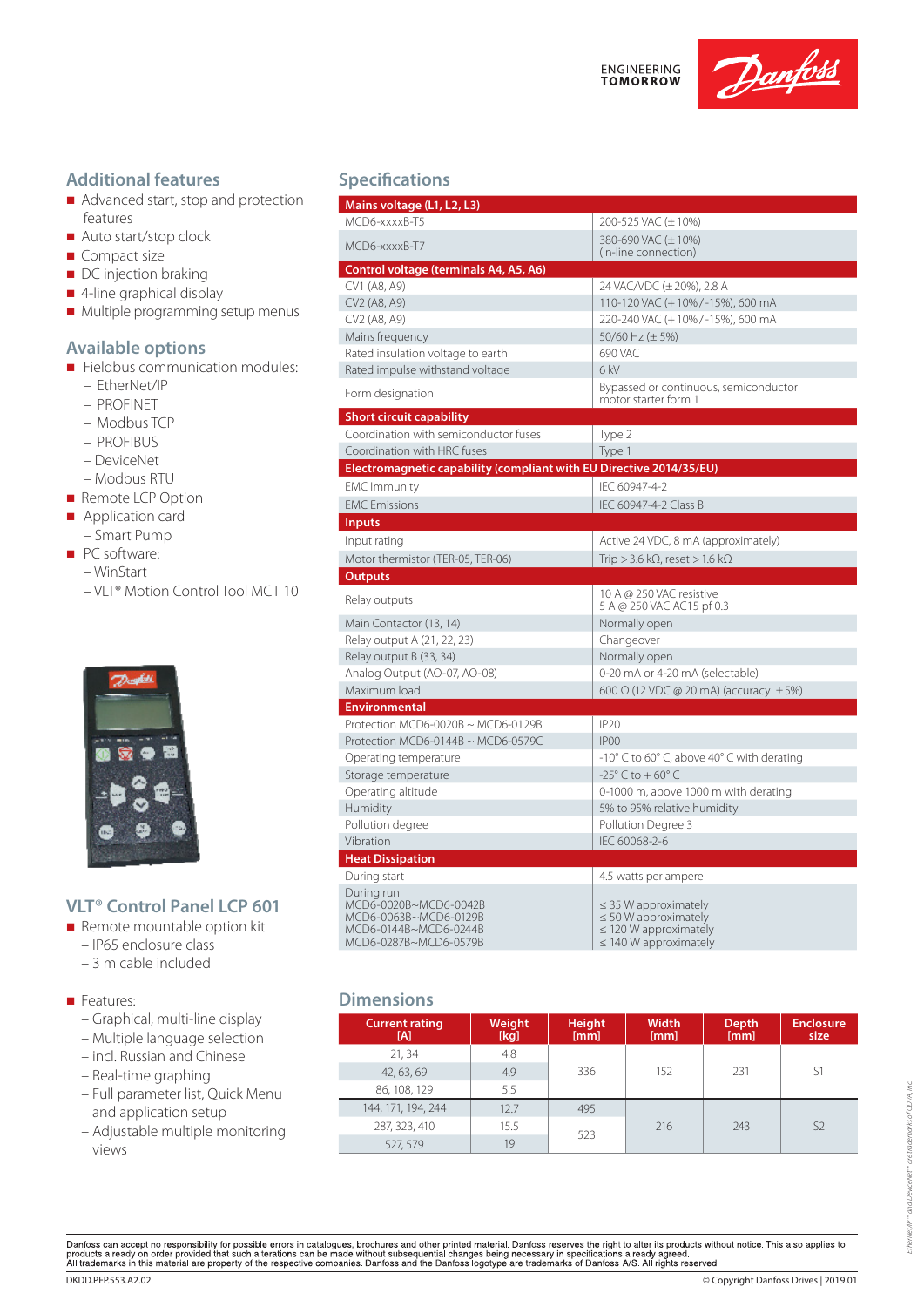## Additional features

- Advanced start, stop and protection features
- Auto start/stop clock
- Compact size
- DC injection braking
- 4-line graphical display
- Multiple programming setup menus

## Available options

- Fieldbus communication modules:
  - EtherNet/IP
  - PROFINET
  - Modbus TCP
  - PROFIBUS
  - DeviceNet
  - Modbus RTU
- Remote LCP Option
- Application card
  - Smart Pump
- PC software:
  - WinStart
  - VLT® Motion Control Tool MCT 10

## VLT® Control Panel LCP 601

- Remote mountable option kit
  - IP65 enclosure class
  - 3 m cable included
- Features:
  - Graphical, multi-line display
  - Multiple language selection
  - incl. Russian and Chinese
  - Real-time graphing
  - Full parameter list, Quick Menu and application setup
  - Adjustable multiple monitoring views

## Specifications

| | |
|---|---|
| **Mains voltage (L1, L2, L3)** | |
| MCD6-xxxxB-T5 | 200-525 VAC (± 10%) |
| MCD6-xxxxB-T7 | 380-690 VAC (± 10%) (in-line connection) |
| **Control voltage (terminals A4, A5, A6)** | |
| CV1 (A8, A9) | 24 VAC/VDC (± 20%), 2.8 A |
| CV2 (A8, A9) | 110-120 VAC (+ 10%/-15%), 600 mA |
| CV2 (A8, A9) | 220-240 VAC (+ 10%/-15%), 600 mA |
| Mains frequency | 50/60 Hz (± 5%) |
| Rated insulation voltage to earth | 690 VAC |
| Rated impulse withstand voltage | 6 kV |
| Form designation | Bypassed or continuous, semiconductor motor starter form 1 |
| **Short circuit capability** | |
| Coordination with semiconductor fuses | Type 2 |
| Coordination with HRC fuses | Type 1 |
| **Electromagnetic capability (compliant with EU Directive 2014/35/EU)** | |
| EMC Immunity | IEC 60947-4-2 |
| EMC Emissions | IEC 60947-4-2 Class B |
| **Inputs** | |
| Input rating | Active 24 VDC, 8 mA (approximately) |
| Motor thermistor (TER-05, TER-06) | Trip > 3.6 kΩ, reset > 1.6 kΩ |
| **Outputs** | |
| Relay outputs | 10 A @ 250 VAC resistive<br>5 A @ 250 VAC AC15 pf 0.3 |
| Main Contactor (13, 14) | Normally open |
| Relay output A (21, 22, 23) | Changeover |
| Relay output B (33, 34) | Normally open |
| Analog Output (AO-07, AO-08) | 0-20 mA or 4-20 mA (selectable) |
| Maximum load | 600 Ω (12 VDC @ 20 mA) (accuracy ± 5%) |
| **Environmental** | |
| Protection MCD6-0020B ~ MCD6-0129B | IP20 |
| Protection MCD6-0144B ~ MCD6-0579C | IP00 |
| Operating temperature | -10° C to 60° C, above 40° C with derating |
| Storage temperature | -25° C to + 60° C |
| Operating altitude | 0-1000 m, above 1000 m with derating |
| Humidity | 5% to 95% relative humidity |
| Pollution degree | Pollution Degree 3 |
| Vibration | IEC 60068-2-6 |
| **Heat Dissipation** | |
| During start | 4.5 watts per ampere |
| During run<br>MCD6-0020B~MCD6-0042B<br>MCD6-0063B~MCD6-0129B<br>MCD6-0144B~MCD6-0244B<br>MCD6-0287B~MCD6-0579B | <br>≤ 35 W approximately<br>≤ 50 W approximately<br>≤ 120 W approximately<br>≤ 140 W approximately |

## Dimensions

| Current rating [A] | Weight [kg] | Height [mm] | Width [mm] | Depth [mm] | Enclosure size |
|---|---|---|---|---|---|
| 21, 34 | 4.8 | 336 | 152 | 231 | S1 |
| 42, 63, 69 | 4.9 | | | | |
| 86, 108, 129 | 5.5 | | | | |
| 144, 171, 194, 244 | 12.7 | 495 | 216 | 243 | S2 |
| 287, 323, 410 | 15.5 | 523 | | | |
| 527, 579 | 19 | | | | |

EtherNet/IP™ and DeviceNet™ are trademarks of ODVA, Inc.

Danfoss can accept no responsibility for possible errors in catalogues, brochures and other printed material. Danfoss reserves the right to alter its products without notice. This also applies to products already on order provided that such alterations can be made without subsequential changes being necessary in specifications already agreed.
All trademarks in this material are property of the respective companies. Danfoss and the Danfoss logotype are trademarks of Danfoss A/S. All rights reserved.

DKDD.PFP.553.A2.02 © Copyright Danfoss Drives | 2019.01